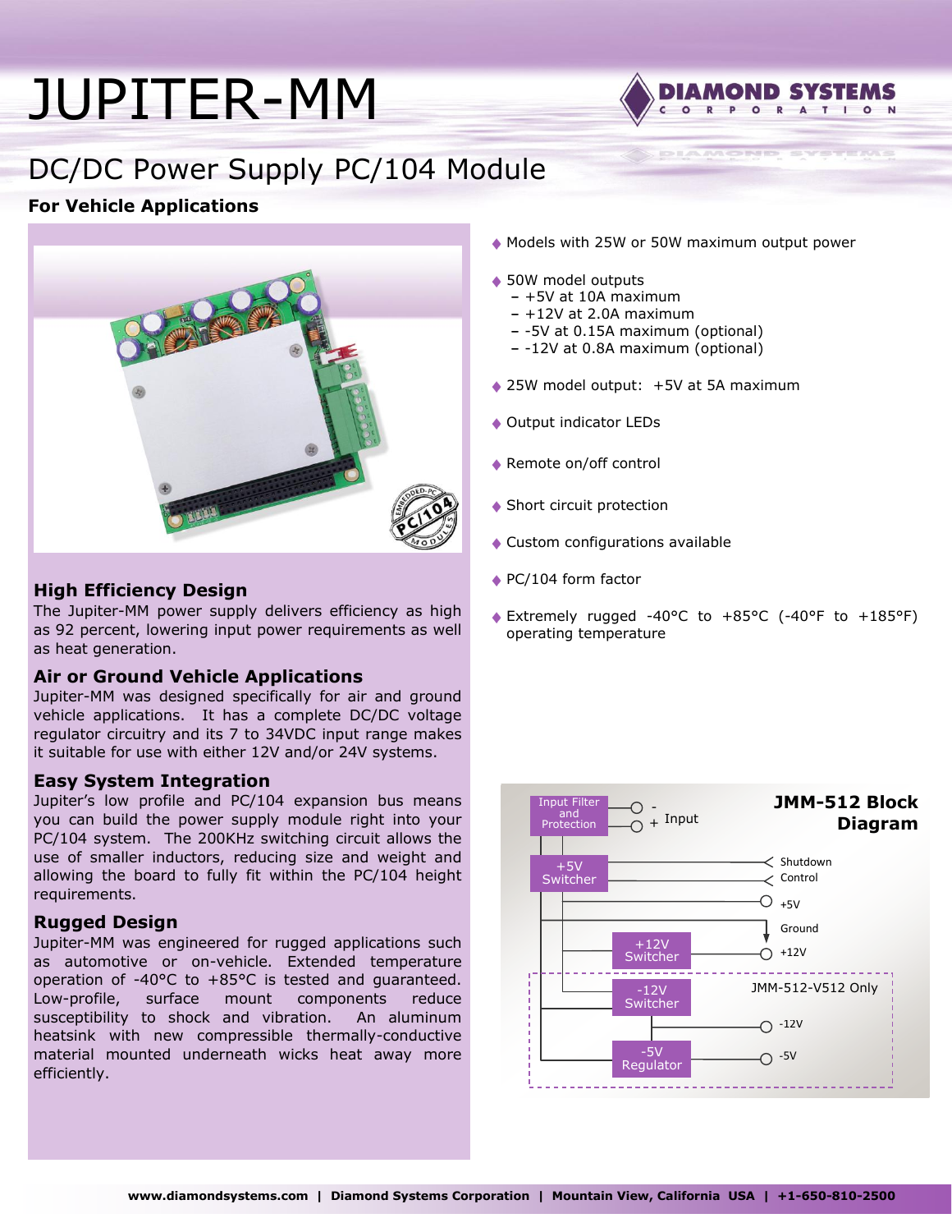# JUPITER-MM

## DC/DC Power Supply PC/104 Module

**For Vehicle Applications**

### High Efficiency Design

The Jupiter-MM power supply delivers efficiency as high as 92 percent, lowering input power requirements as well as heat generation.

### Air or Ground Vehicle Applications

Jupiter-MM was designed specifically for air and ground vehicle applications. It has a complete DC/DC voltage regulator circuitry and its 7 to 34VDC input range makes it suitable for use with either 12V and/or 24V systems.

### Easy System Integration

Jupiter's low profile and PC/104 expansion bus means you can build the power supply module right into your PC/104 system. The 200KHz switching circuit allows the use of smaller inductors, reducing size and weight and allowing the board to fully fit within the PC/104 height requirements.

### Rugged Design

Jupiter-MM was engineered for rugged applications such as automotive or on-vehicle. Extended temperature operation of -40°C to +85°C is tested and guaranteed. Low-profile, surface mount components reduce susceptibility to shock and vibration. An aluminum heatsink with new compressible thermally-conductive material mounted underneath wicks heat away more efficiently.

- Models with 25W or 50W maximum output power
- 50W model outputs
  - +5V at 10A maximum
  - +12V at 2.0A maximum
  - -5V at 0.15A maximum (optional)
  - -12V at 0.8A maximum (optional)
- 25W model output: +5V at 5A maximum
- Output indicator LEDs
- Remote on/off control
- Short circuit protection
- Custom configurations available
- PC/104 form factor
- Extremely rugged -40°C to +85°C (-40°F to +185°F) operating temperature

**JMM-512 Block Diagram**

Input Filter and Protection — Input (-, +)
+5V Switcher — Shutdown Control; +5V; Ground
+12V Switcher — +12V
JMM-512-V512 Only: -12V Switcher — -12V; -5V Regulator — -5V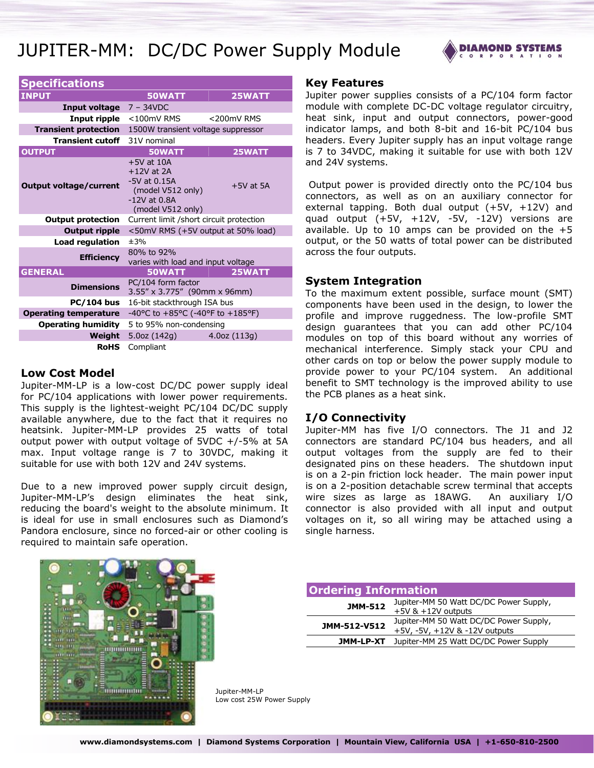# JUPITER-MM: DC/DC Power Supply Module

## Specifications

| INPUT | 50WATT | 25WATT |
|---|---|---|
| Input voltage | 7 – 34VDC | |
| Input ripple | <100mV RMS | <200mV RMS |
| Transient protection | 1500W transient voltage suppressor | |
| Transient cutoff | 31V nominal | |
| **OUTPUT** | **50WATT** | **25WATT** |
| Output voltage/current | +5V at 10A<br>+12V at 2A<br>-5V at 0.15A (model V512 only)<br>-12V at 0.8A (model V512 only) | +5V at 5A |
| Output protection | Current limit /short circuit protection | |
| Output ripple | <50mV RMS (+5V output at 50% load) | |
| Load regulation | ±3% | |
| Efficiency | 80% to 92%<br>varies with load and input voltage | |
| **GENERAL** | **50WATT** | **25WATT** |
| Dimensions | PC/104 form factor<br>3.55" x 3.775" (90mm x 96mm) | |
| PC/104 bus | 16-bit stackthrough ISA bus | |
| Operating temperature | -40°C to +85°C (-40°F to +185°F) | |
| Operating humidity | 5 to 95% non-condensing | |
| Weight | 5.0oz (142g) | 4.0oz (113g) |
| RoHS | Compliant | |

## Low Cost Model

Jupiter-MM-LP is a low-cost DC/DC power supply ideal for PC/104 applications with lower power requirements. This supply is the lightest-weight PC/104 DC/DC supply available anywhere, due to the fact that it requires no heatsink. Jupiter-MM-LP provides 25 watts of total output power with output voltage of 5VDC +/-5% at 5A max. Input voltage range is 7 to 30VDC, making it suitable for use with both 12V and 24V systems.

Due to a new improved power supply circuit design, Jupiter-MM-LP's design eliminates the heat sink, reducing the board's weight to the absolute minimum. It is ideal for use in small enclosures such as Diamond's Pandora enclosure, since no forced-air or other cooling is required to maintain safe operation.

Jupiter-MM-LP
Low cost 25W Power Supply

## Key Features

Jupiter power supplies consists of a PC/104 form factor module with complete DC-DC voltage regulator circuitry, heat sink, input and output connectors, power-good indicator lamps, and both 8-bit and 16-bit PC/104 bus headers. Every Jupiter supply has an input voltage range is 7 to 34VDC, making it suitable for use with both 12V and 24V systems.

Output power is provided directly onto the PC/104 bus connectors, as well as on an auxiliary connector for external tapping. Both dual output (+5V, +12V) and quad output (+5V, +12V, -5V, -12V) versions are available. Up to 10 amps can be provided on the +5 output, or the 50 watts of total power can be distributed across the four outputs.

## System Integration

To the maximum extent possible, surface mount (SMT) components have been used in the design, to lower the profile and improve ruggedness. The low-profile SMT design guarantees that you can add other PC/104 modules on top of this board without any worries of mechanical interference. Simply stack your CPU and other cards on top or below the power supply module to provide power to your PC/104 system. An additional benefit to SMT technology is the improved ability to use the PCB planes as a heat sink.

## I/O Connectivity

Jupiter-MM has five I/O connectors. The J1 and J2 connectors are standard PC/104 bus headers, and all output voltages from the supply are fed to their designated pins on these headers. The shutdown input is on a 2-pin friction lock header. The main power input is on a 2-position detachable screw terminal that accepts wire sizes as large as 18AWG. An auxiliary I/O connector is also provided with all input and output voltages on it, so all wiring may be attached using a single harness.

## Ordering Information

| | |
|---|---|
| JMM-512 | Jupiter-MM 50 Watt DC/DC Power Supply, +5V & +12V outputs |
| JMM-512-V512 | Jupiter-MM 50 Watt DC/DC Power Supply, +5V, -5V, +12V & -12V outputs |
| JMM-LP-XT | Jupiter-MM 25 Watt DC/DC Power Supply |

www.diamondsystems.com | Diamond Systems Corporation | Mountain View, California USA | +1-650-810-2500